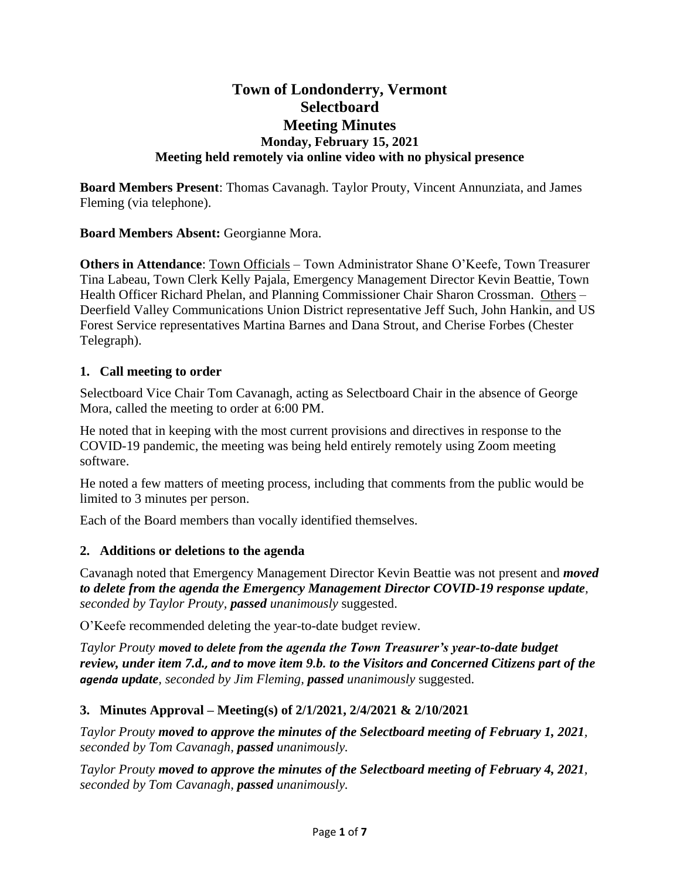# Town of Londonderry, Vermont
# Selectboard
# Meeting Minutes
### Monday, February 15, 2021
### Meeting held remotely via online video with no physical presence

**Board Members Present**: Thomas Cavanagh. Taylor Prouty, Vincent Annunziata, and James Fleming (via telephone).

**Board Members Absent:** Georgianne Mora.

**Others in Attendance**: Town Officials – Town Administrator Shane O'Keefe, Town Treasurer Tina Labeau, Town Clerk Kelly Pajala, Emergency Management Director Kevin Beattie, Town Health Officer Richard Phelan, and Planning Commissioner Chair Sharon Crossman. Others – Deerfield Valley Communications Union District representative Jeff Such, John Hankin, and US Forest Service representatives Martina Barnes and Dana Strout, and Cherise Forbes (Chester Telegraph).

## 1. Call meeting to order

Selectboard Vice Chair Tom Cavanagh, acting as Selectboard Chair in the absence of George Mora, called the meeting to order at 6:00 PM.

He noted that in keeping with the most current provisions and directives in response to the COVID-19 pandemic, the meeting was being held entirely remotely using Zoom meeting software.

He noted a few matters of meeting process, including that comments from the public would be limited to 3 minutes per person.

Each of the Board members than vocally identified themselves.

## 2. Additions or deletions to the agenda

Cavanagh noted that Emergency Management Director Kevin Beattie was not present and ***moved to delete from the agenda the Emergency Management Director COVID-19 response update***, *seconded by Taylor Prouty*, ***passed*** *unanimously* suggested.

O'Keefe recommended deleting the year-to-date budget review.

*Taylor Prouty* ***moved to delete from the agenda the Town Treasurer's year-to-date budget review, under item 7.d., and to move item 9.b. to the Visitors and Concerned Citizens part of the agenda update***, *seconded by Jim Fleming*, ***passed*** *unanimously* suggested.

## 3. Minutes Approval – Meeting(s) of 2/1/2021, 2/4/2021 & 2/10/2021

*Taylor Prouty* ***moved to approve the minutes of the Selectboard meeting of February 1, 2021***, *seconded by Tom Cavanagh,* ***passed*** *unanimously.*

*Taylor Prouty* ***moved to approve the minutes of the Selectboard meeting of February 4, 2021***, *seconded by Tom Cavanagh,* ***passed*** *unanimously.*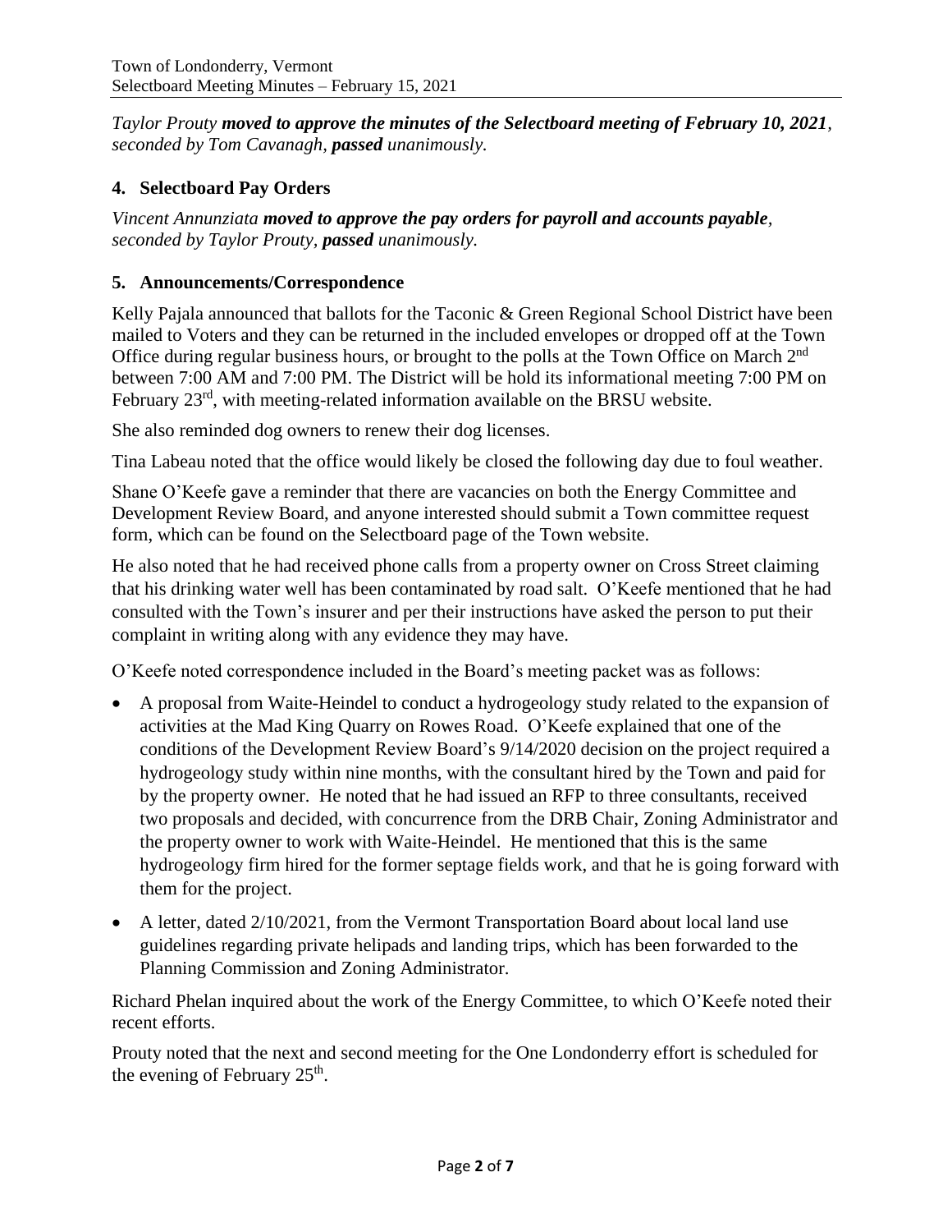*Taylor Prouty* ***moved to approve the minutes of the Selectboard meeting of February 10, 2021****, seconded by Tom Cavanagh,* ***passed*** *unanimously.*

## 4. Selectboard Pay Orders

*Vincent Annunziata* ***moved to approve the pay orders for payroll and accounts payable****, seconded by Taylor Prouty,* ***passed*** *unanimously.*

## 5. Announcements/Correspondence

Kelly Pajala announced that ballots for the Taconic & Green Regional School District have been mailed to Voters and they can be returned in the included envelopes or dropped off at the Town Office during regular business hours, or brought to the polls at the Town Office on March 2nd between 7:00 AM and 7:00 PM. The District will be hold its informational meeting 7:00 PM on February 23rd, with meeting-related information available on the BRSU website.

She also reminded dog owners to renew their dog licenses.

Tina Labeau noted that the office would likely be closed the following day due to foul weather.

Shane O'Keefe gave a reminder that there are vacancies on both the Energy Committee and Development Review Board, and anyone interested should submit a Town committee request form, which can be found on the Selectboard page of the Town website.

He also noted that he had received phone calls from a property owner on Cross Street claiming that his drinking water well has been contaminated by road salt. O'Keefe mentioned that he had consulted with the Town's insurer and per their instructions have asked the person to put their complaint in writing along with any evidence they may have.

O'Keefe noted correspondence included in the Board's meeting packet was as follows:

- A proposal from Waite-Heindel to conduct a hydrogeology study related to the expansion of activities at the Mad King Quarry on Rowes Road. O'Keefe explained that one of the conditions of the Development Review Board's 9/14/2020 decision on the project required a hydrogeology study within nine months, with the consultant hired by the Town and paid for by the property owner. He noted that he had issued an RFP to three consultants, received two proposals and decided, with concurrence from the DRB Chair, Zoning Administrator and the property owner to work with Waite-Heindel. He mentioned that this is the same hydrogeology firm hired for the former septage fields work, and that he is going forward with them for the project.
- A letter, dated 2/10/2021, from the Vermont Transportation Board about local land use guidelines regarding private helipads and landing trips, which has been forwarded to the Planning Commission and Zoning Administrator.

Richard Phelan inquired about the work of the Energy Committee, to which O'Keefe noted their recent efforts.

Prouty noted that the next and second meeting for the One Londonderry effort is scheduled for the evening of February 25th.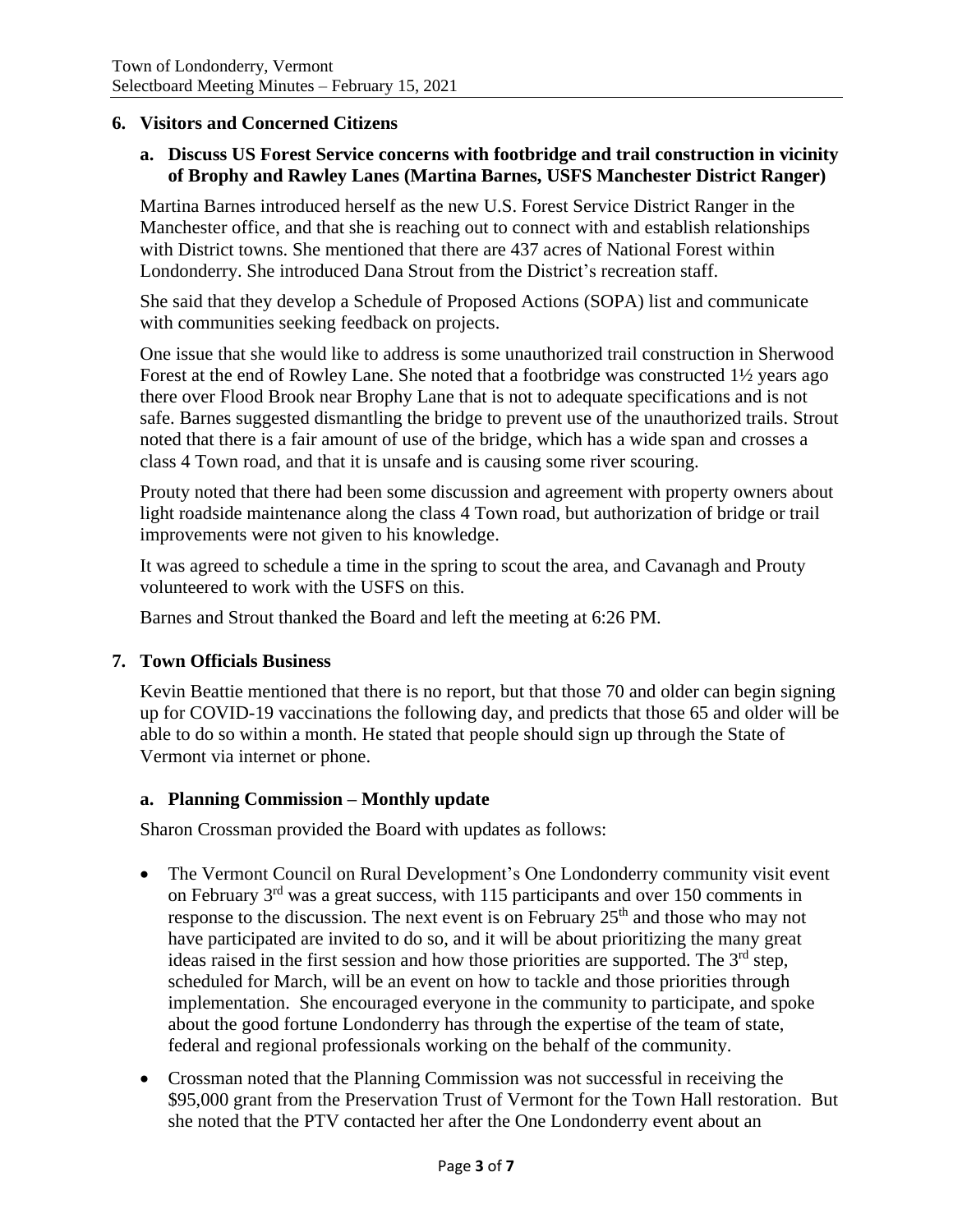## 6. Visitors and Concerned Citizens

### a. Discuss US Forest Service concerns with footbridge and trail construction in vicinity of Brophy and Rawley Lanes (Martina Barnes, USFS Manchester District Ranger)

Martina Barnes introduced herself as the new U.S. Forest Service District Ranger in the Manchester office, and that she is reaching out to connect with and establish relationships with District towns. She mentioned that there are 437 acres of National Forest within Londonderry. She introduced Dana Strout from the District's recreation staff.

She said that they develop a Schedule of Proposed Actions (SOPA) list and communicate with communities seeking feedback on projects.

One issue that she would like to address is some unauthorized trail construction in Sherwood Forest at the end of Rowley Lane. She noted that a footbridge was constructed 1½ years ago there over Flood Brook near Brophy Lane that is not to adequate specifications and is not safe. Barnes suggested dismantling the bridge to prevent use of the unauthorized trails. Strout noted that there is a fair amount of use of the bridge, which has a wide span and crosses a class 4 Town road, and that it is unsafe and is causing some river scouring.

Prouty noted that there had been some discussion and agreement with property owners about light roadside maintenance along the class 4 Town road, but authorization of bridge or trail improvements were not given to his knowledge.

It was agreed to schedule a time in the spring to scout the area, and Cavanagh and Prouty volunteered to work with the USFS on this.

Barnes and Strout thanked the Board and left the meeting at 6:26 PM.

## 7. Town Officials Business

Kevin Beattie mentioned that there is no report, but that those 70 and older can begin signing up for COVID-19 vaccinations the following day, and predicts that those 65 and older will be able to do so within a month. He stated that people should sign up through the State of Vermont via internet or phone.

### a. Planning Commission – Monthly update

Sharon Crossman provided the Board with updates as follows:

- The Vermont Council on Rural Development's One Londonderry community visit event on February 3rd was a great success, with 115 participants and over 150 comments in response to the discussion. The next event is on February 25th and those who may not have participated are invited to do so, and it will be about prioritizing the many great ideas raised in the first session and how those priorities are supported. The 3rd step, scheduled for March, will be an event on how to tackle and those priorities through implementation. She encouraged everyone in the community to participate, and spoke about the good fortune Londonderry has through the expertise of the team of state, federal and regional professionals working on the behalf of the community.
- Crossman noted that the Planning Commission was not successful in receiving the $95,000 grant from the Preservation Trust of Vermont for the Town Hall restoration. But she noted that the PTV contacted her after the One Londonderry event about an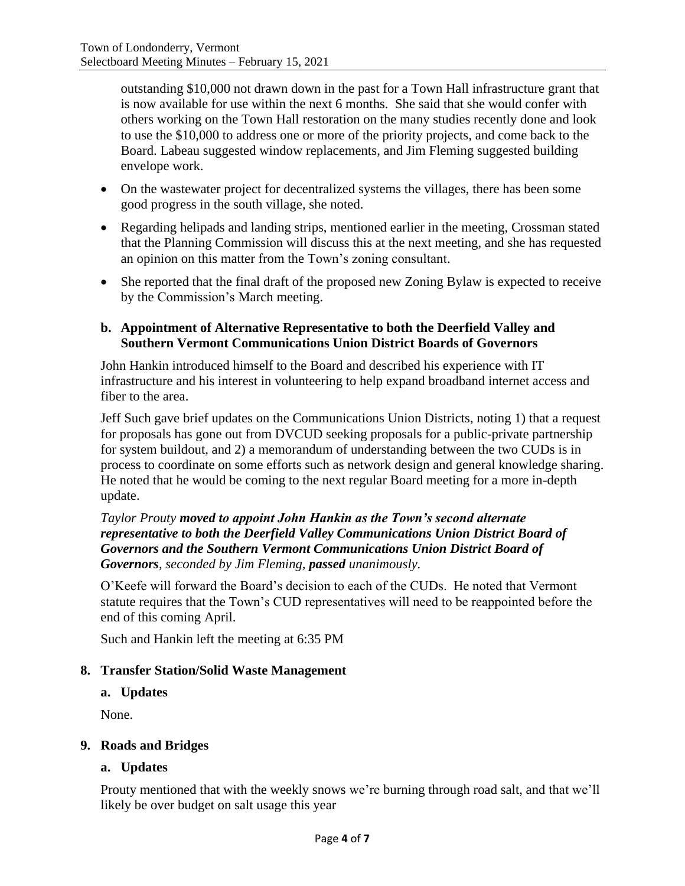outstanding $10,000 not drawn down in the past for a Town Hall infrastructure grant that is now available for use within the next 6 months. She said that she would confer with others working on the Town Hall restoration on the many studies recently done and look to use the $10,000 to address one or more of the priority projects, and come back to the Board. Labeau suggested window replacements, and Jim Fleming suggested building envelope work.

- On the wastewater project for decentralized systems the villages, there has been some good progress in the south village, she noted.
- Regarding helipads and landing strips, mentioned earlier in the meeting, Crossman stated that the Planning Commission will discuss this at the next meeting, and she has requested an opinion on this matter from the Town's zoning consultant.
- She reported that the final draft of the proposed new Zoning Bylaw is expected to receive by the Commission's March meeting.

### b. Appointment of Alternative Representative to both the Deerfield Valley and Southern Vermont Communications Union District Boards of Governors

John Hankin introduced himself to the Board and described his experience with IT infrastructure and his interest in volunteering to help expand broadband internet access and fiber to the area.

Jeff Such gave brief updates on the Communications Union Districts, noting 1) that a request for proposals has gone out from DVCUD seeking proposals for a public-private partnership for system buildout, and 2) a memorandum of understanding between the two CUDs is in process to coordinate on some efforts such as network design and general knowledge sharing. He noted that he would be coming to the next regular Board meeting for a more in-depth update.

*Taylor Prouty **moved to appoint John Hankin as the Town's second alternate representative to both the Deerfield Valley Communications Union District Board of Governors and the Southern Vermont Communications Union District Board of Governors**, seconded by Jim Fleming, **passed** unanimously.*

O'Keefe will forward the Board's decision to each of the CUDs. He noted that Vermont statute requires that the Town's CUD representatives will need to be reappointed before the end of this coming April.

Such and Hankin left the meeting at 6:35 PM

## 8. Transfer Station/Solid Waste Management

### a. Updates

None.

## 9. Roads and Bridges

### a. Updates

Prouty mentioned that with the weekly snows we're burning through road salt, and that we'll likely be over budget on salt usage this year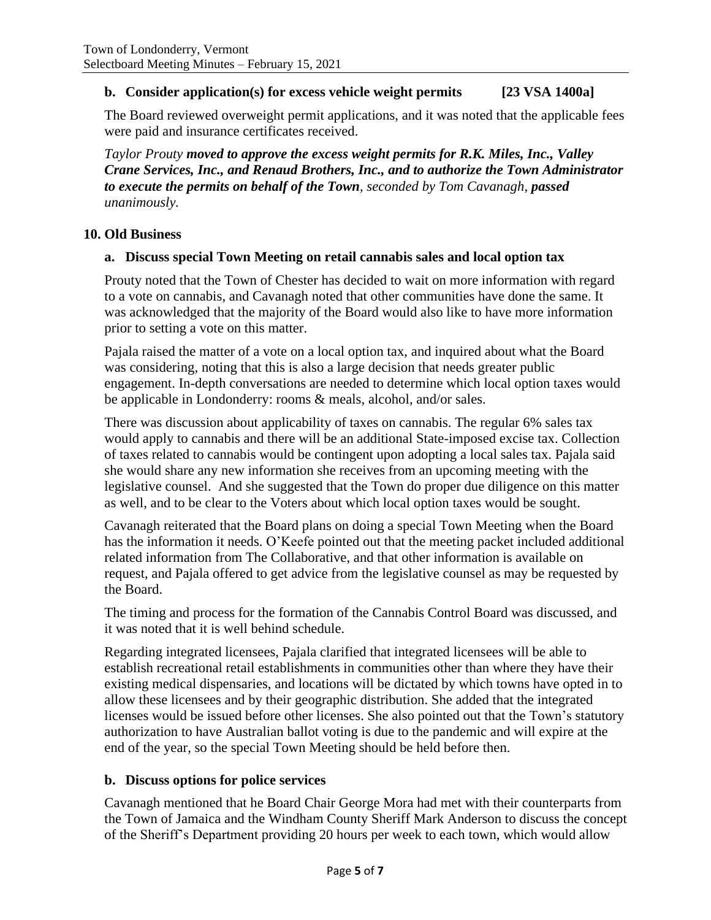### b. Consider application(s) for excess vehicle weight permits [23 VSA 1400a]

The Board reviewed overweight permit applications, and it was noted that the applicable fees were paid and insurance certificates received.

*Taylor Prouty* ***moved to approve the excess weight permits for R.K. Miles, Inc., Valley Crane Services, Inc., and Renaud Brothers, Inc., and to authorize the Town Administrator to execute the permits on behalf of the Town****, seconded by Tom Cavanagh,* ***passed*** *unanimously.*

## 10. Old Business

### a. Discuss special Town Meeting on retail cannabis sales and local option tax

Prouty noted that the Town of Chester has decided to wait on more information with regard to a vote on cannabis, and Cavanagh noted that other communities have done the same. It was acknowledged that the majority of the Board would also like to have more information prior to setting a vote on this matter.

Pajala raised the matter of a vote on a local option tax, and inquired about what the Board was considering, noting that this is also a large decision that needs greater public engagement. In-depth conversations are needed to determine which local option taxes would be applicable in Londonderry: rooms & meals, alcohol, and/or sales.

There was discussion about applicability of taxes on cannabis. The regular 6% sales tax would apply to cannabis and there will be an additional State-imposed excise tax. Collection of taxes related to cannabis would be contingent upon adopting a local sales tax. Pajala said she would share any new information she receives from an upcoming meeting with the legislative counsel. And she suggested that the Town do proper due diligence on this matter as well, and to be clear to the Voters about which local option taxes would be sought.

Cavanagh reiterated that the Board plans on doing a special Town Meeting when the Board has the information it needs. O'Keefe pointed out that the meeting packet included additional related information from The Collaborative, and that other information is available on request, and Pajala offered to get advice from the legislative counsel as may be requested by the Board.

The timing and process for the formation of the Cannabis Control Board was discussed, and it was noted that it is well behind schedule.

Regarding integrated licensees, Pajala clarified that integrated licensees will be able to establish recreational retail establishments in communities other than where they have their existing medical dispensaries, and locations will be dictated by which towns have opted in to allow these licensees and by their geographic distribution. She added that the integrated licenses would be issued before other licenses. She also pointed out that the Town's statutory authorization to have Australian ballot voting is due to the pandemic and will expire at the end of the year, so the special Town Meeting should be held before then.

### b. Discuss options for police services

Cavanagh mentioned that he Board Chair George Mora had met with their counterparts from the Town of Jamaica and the Windham County Sheriff Mark Anderson to discuss the concept of the Sheriff's Department providing 20 hours per week to each town, which would allow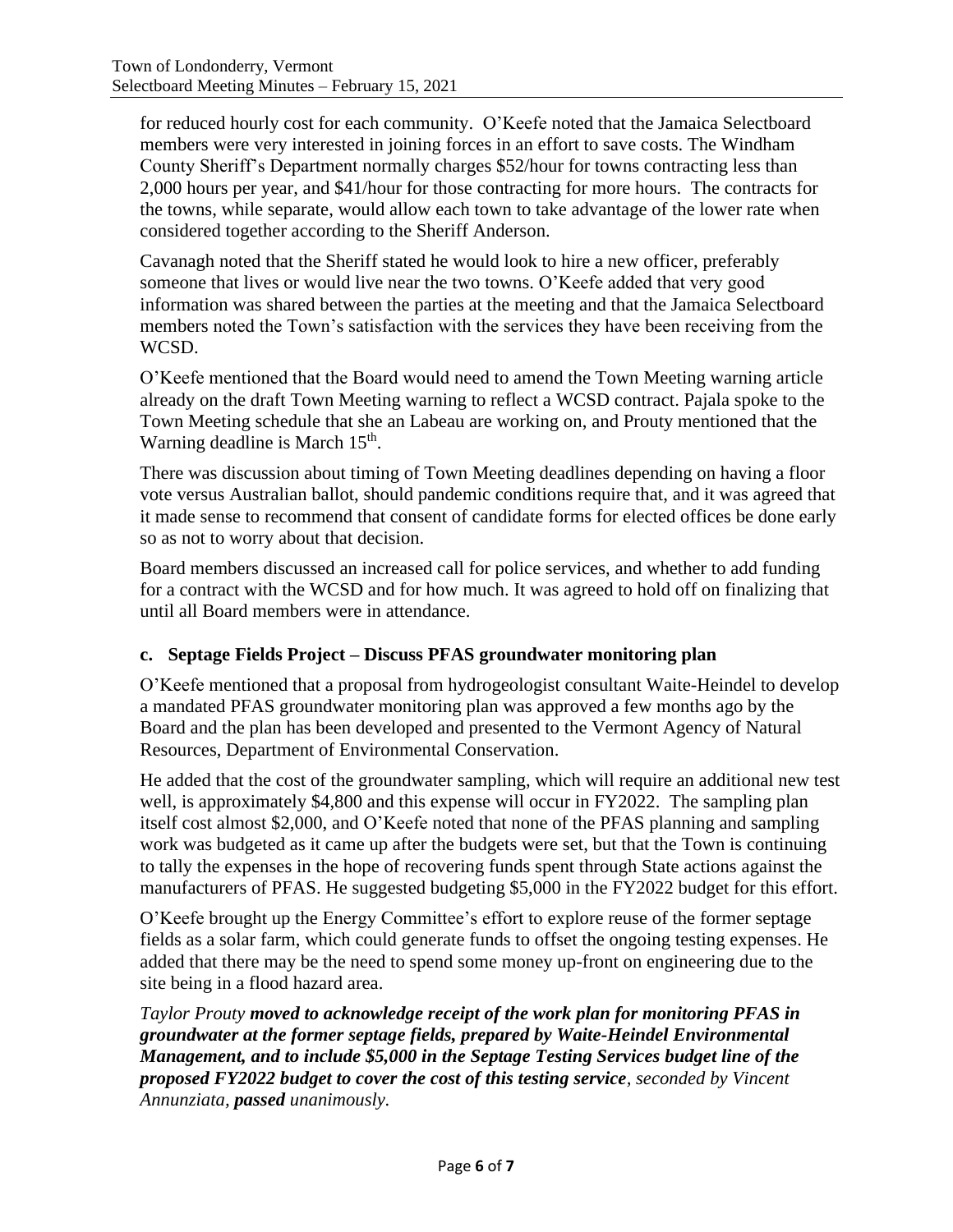for reduced hourly cost for each community. O'Keefe noted that the Jamaica Selectboard members were very interested in joining forces in an effort to save costs. The Windham County Sheriff's Department normally charges \$52/hour for towns contracting less than 2,000 hours per year, and \$41/hour for those contracting for more hours. The contracts for the towns, while separate, would allow each town to take advantage of the lower rate when considered together according to the Sheriff Anderson.

Cavanagh noted that the Sheriff stated he would look to hire a new officer, preferably someone that lives or would live near the two towns. O'Keefe added that very good information was shared between the parties at the meeting and that the Jamaica Selectboard members noted the Town's satisfaction with the services they have been receiving from the WCSD.

O'Keefe mentioned that the Board would need to amend the Town Meeting warning article already on the draft Town Meeting warning to reflect a WCSD contract. Pajala spoke to the Town Meeting schedule that she an Labeau are working on, and Prouty mentioned that the Warning deadline is March 15th.

There was discussion about timing of Town Meeting deadlines depending on having a floor vote versus Australian ballot, should pandemic conditions require that, and it was agreed that it made sense to recommend that consent of candidate forms for elected offices be done early so as not to worry about that decision.

Board members discussed an increased call for police services, and whether to add funding for a contract with the WCSD and for how much. It was agreed to hold off on finalizing that until all Board members were in attendance.

### c. Septage Fields Project – Discuss PFAS groundwater monitoring plan

O'Keefe mentioned that a proposal from hydrogeologist consultant Waite-Heindel to develop a mandated PFAS groundwater monitoring plan was approved a few months ago by the Board and the plan has been developed and presented to the Vermont Agency of Natural Resources, Department of Environmental Conservation.

He added that the cost of the groundwater sampling, which will require an additional new test well, is approximately \$4,800 and this expense will occur in FY2022. The sampling plan itself cost almost \$2,000, and O'Keefe noted that none of the PFAS planning and sampling work was budgeted as it came up after the budgets were set, but that the Town is continuing to tally the expenses in the hope of recovering funds spent through State actions against the manufacturers of PFAS. He suggested budgeting \$5,000 in the FY2022 budget for this effort.

O'Keefe brought up the Energy Committee's effort to explore reuse of the former septage fields as a solar farm, which could generate funds to offset the ongoing testing expenses. He added that there may be the need to spend some money up-front on engineering due to the site being in a flood hazard area.

*Taylor Prouty **moved to acknowledge receipt of the work plan for monitoring PFAS in groundwater at the former septage fields, prepared by Waite-Heindel Environmental Management, and to include \$5,000 in the Septage Testing Services budget line of the proposed FY2022 budget to cover the cost of this testing service**, seconded by Vincent Annunziata, **passed** unanimously.*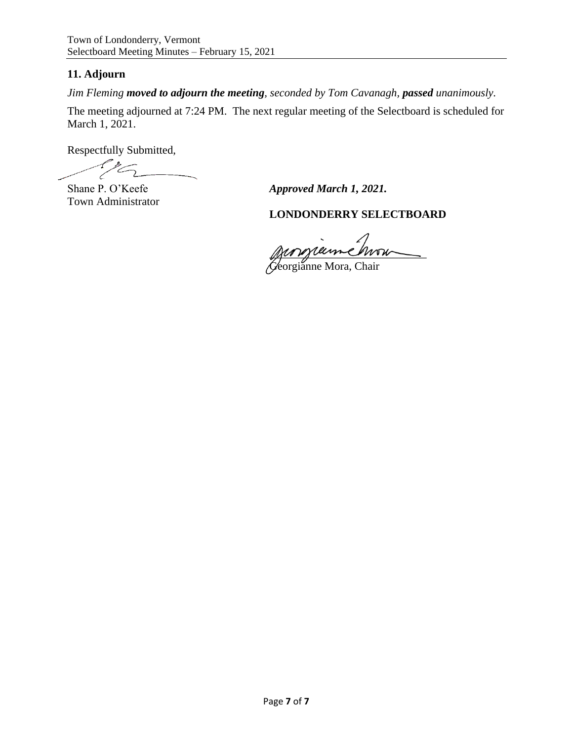## 11. Adjourn

*Jim Fleming **moved to adjourn the meeting**, seconded by Tom Cavanagh, **passed** unanimously.*

The meeting adjourned at 7:24 PM. The next regular meeting of the Selectboard is scheduled for March 1, 2021.

Respectfully Submitted,

Shane P. O'Keefe
Town Administrator

***Approved March 1, 2021.***

**LONDONDERRY SELECTBOARD**

Georgianne Mora, Chair